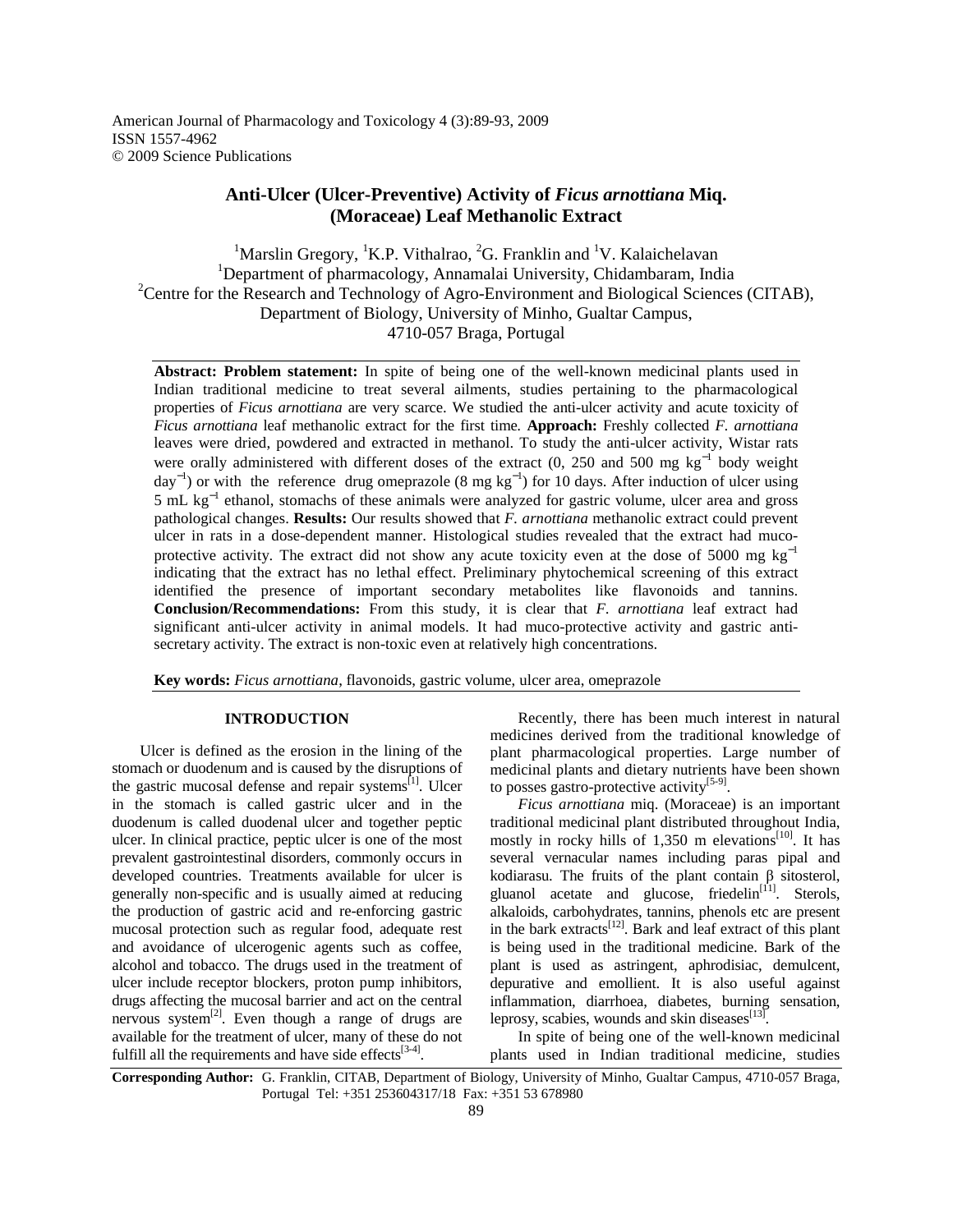American Journal of Pharmacology and Toxicology 4 (3):89-93, 2009
ISSN 1557-4962
© 2009 Science Publications

# Anti-Ulcer (Ulcer-Preventive) Activity of *Ficus arnottiana* Miq. (Moraceae) Leaf Methanolic Extract

[1]Marslin Gregory, [1]K.P. Vithalrao, [2]G. Franklin and [1]V. Kalaichelavan

[1]Department of pharmacology, Annamalai University, Chidambaram, India
[2]Centre for the Research and Technology of Agro-Environment and Biological Sciences (CITAB), Department of Biology, University of Minho, Gualtar Campus, 4710-057 Braga, Portugal

**Abstract: Problem statement:** In spite of being one of the well-known medicinal plants used in Indian traditional medicine to treat several ailments, studies pertaining to the pharmacological properties of *Ficus arnottiana* are very scarce. We studied the anti-ulcer activity and acute toxicity of *Ficus arnottiana* leaf methanolic extract for the first time. **Approach:** Freshly collected *F. arnottiana* leaves were dried, powdered and extracted in methanol. To study the anti-ulcer activity, Wistar rats were orally administered with different doses of the extract (0, 250 and 500 mg $kg^{-1}$ body weight $day^{-1}$) or with the reference drug omeprazole (8 mg $kg^{-1}$) for 10 days. After induction of ulcer using 5 mL $kg^{-1}$ ethanol, stomachs of these animals were analyzed for gastric volume, ulcer area and gross pathological changes. **Results:** Our results showed that *F. arnottiana* methanolic extract could prevent ulcer in rats in a dose-dependent manner. Histological studies revealed that the extract had muco-protective activity. The extract did not show any acute toxicity even at the dose of 5000 mg $kg^{-1}$ indicating that the extract has no lethal effect. Preliminary phytochemical screening of this extract identified the presence of important secondary metabolites like flavonoids and tannins. **Conclusion/Recommendations:** From this study, it is clear that *F. arnottiana* leaf extract had significant anti-ulcer activity in animal models. It had muco-protective activity and gastric anti-secretary activity. The extract is non-toxic even at relatively high concentrations.

**Key words:** *Ficus arnottiana*, flavonoids, gastric volume, ulcer area, omeprazole

## INTRODUCTION

Ulcer is defined as the erosion in the lining of the stomach or duodenum and is caused by the disruptions of the gastric mucosal defense and repair systems[1]. Ulcer in the stomach is called gastric ulcer and in the duodenum is called duodenal ulcer and together peptic ulcer. In clinical practice, peptic ulcer is one of the most prevalent gastrointestinal disorders, commonly occurs in developed countries. Treatments available for ulcer is generally non-specific and is usually aimed at reducing the production of gastric acid and re-enforcing gastric mucosal protection such as regular food, adequate rest and avoidance of ulcerogenic agents such as coffee, alcohol and tobacco. The drugs used in the treatment of ulcer include receptor blockers, proton pump inhibitors, drugs affecting the mucosal barrier and act on the central nervous system[2]. Even though a range of drugs are available for the treatment of ulcer, many of these do not fulfill all the requirements and have side effects[3-4].

Recently, there has been much interest in natural medicines derived from the traditional knowledge of plant pharmacological properties. Large number of medicinal plants and dietary nutrients have been shown to posses gastro-protective activity[5-9].

*Ficus arnottiana* miq. (Moraceae) is an important traditional medicinal plant distributed throughout India, mostly in rocky hills of 1,350 m elevations[10]. It has several vernacular names including paras pipal and kodiarasu. The fruits of the plant contain β sitosterol, gluanol acetate and glucose, friedelin[11]. Sterols, alkaloids, carbohydrates, tannins, phenols etc are present in the bark extracts[12]. Bark and leaf extract of this plant is being used in the traditional medicine. Bark of the plant is used as astringent, aphrodisiac, demulcent, depurative and emollient. It is also useful against inflammation, diarrhoea, diabetes, burning sensation, leprosy, scabies, wounds and skin diseases[13].

In spite of being one of the well-known medicinal plants used in Indian traditional medicine, studies

**Corresponding Author:** G. Franklin, CITAB, Department of Biology, University of Minho, Gualtar Campus, 4710-057 Braga, Portugal Tel: +351 253604317/18 Fax: +351 53 678980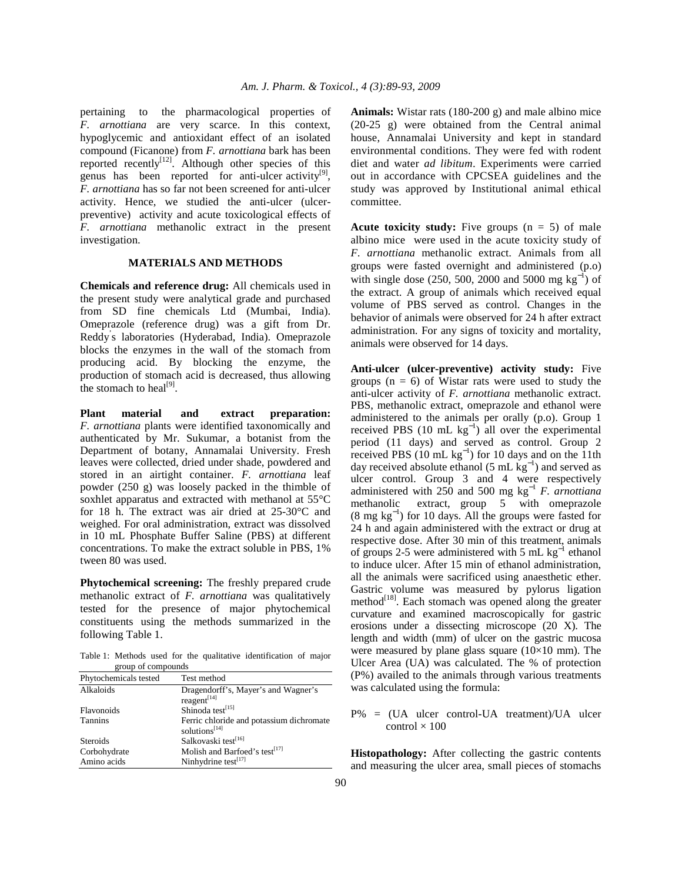pertaining to the pharmacological properties of *F. arnottiana* are very scarce. In this context, hypoglycemic and antioxidant effect of an isolated compound (Ficanone) from *F. arnottiana* bark has been reported recently[12]. Although other species of this genus has been reported for anti-ulcer activity[9], *F. arnottiana* has so far not been screened for anti-ulcer activity. Hence, we studied the anti-ulcer (ulcer-preventive) activity and acute toxicological effects of *F. arnottiana* methanolic extract in the present investigation.

## MATERIALS AND METHODS

**Chemicals and reference drug:** All chemicals used in the present study were analytical grade and purchased from SD fine chemicals Ltd (Mumbai, India). Omeprazole (reference drug) was a gift from Dr. Reddy's laboratories (Hyderabad, India). Omeprazole blocks the enzymes in the wall of the stomach from producing acid. By blocking the enzyme, the production of stomach acid is decreased, thus allowing the stomach to heal[9].

**Plant material and extract preparation:** *F. arnottiana* plants were identified taxonomically and authenticated by Mr. Sukumar, a botanist from the Department of botany, Annamalai University. Fresh leaves were collected, dried under shade, powdered and stored in an airtight container. *F. arnottiana* leaf powder (250 g) was loosely packed in the thimble of soxhlet apparatus and extracted with methanol at 55°C for 18 h. The extract was air dried at 25-30°C and weighed. For oral administration, extract was dissolved in 10 mL Phosphate Buffer Saline (PBS) at different concentrations. To make the extract soluble in PBS, 1% tween 80 was used.

**Phytochemical screening:** The freshly prepared crude methanolic extract of *F. arnottiana* was qualitatively tested for the presence of major phytochemical constituents using the methods summarized in the following Table 1.

Table 1: Methods used for the qualitative identification of major group of compounds

| Phytochemicals tested | Test method |
|---|---|
| Alkaloids | Dragendorff's, Mayer's and Wagner's reagent[14] |
| Flavonoids | Shinoda test[15] |
| Tannins | Ferric chloride and potassium dichromate solutions[14] |
| Steroids | Salkovaski test[16] |
| Corbohydrate | Molish and Barfoed's test[17] |
| Amino acids | Ninhydrine test[17] |

**Animals:** Wistar rats (180-200 g) and male albino mice (20-25 g) were obtained from the Central animal house, Annamalai University and kept in standard environmental conditions. They were fed with rodent diet and water *ad libitum*. Experiments were carried out in accordance with CPCSEA guidelines and the study was approved by Institutional animal ethical committee.

**Acute toxicity study:** Five groups (n = 5) of male albino mice were used in the acute toxicity study of *F. arnottiana* methanolic extract. Animals from all groups were fasted overnight and administered (p.o) with single dose (250, 500, 2000 and 5000 mg $kg^{-1}$) of the extract. A group of animals which received equal volume of PBS served as control. Changes in the behavior of animals were observed for 24 h after extract administration. For any signs of toxicity and mortality, animals were observed for 14 days.

**Anti-ulcer (ulcer-preventive) activity study:** Five groups (n = 6) of Wistar rats were used to study the anti-ulcer activity of *F. arnottiana* methanolic extract. PBS, methanolic extract, omeprazole and ethanol were administered to the animals per orally (p.o). Group 1 received PBS (10 mL $kg^{-1}$) all over the experimental period (11 days) and served as control. Group 2 received PBS (10 mL $kg^{-1}$) for 10 days and on the 11th day received absolute ethanol (5 mL $kg^{-1}$) and served as ulcer control. Group 3 and 4 were respectively administered with 250 and 500 mg $kg^{-1}$ *F. arnottiana* methanolic extract, group 5 with omeprazole (8 mg $kg^{-1}$) for 10 days. All the groups were fasted for 24 h and again administered with the extract or drug at respective dose. After 30 min of this treatment, animals of groups 2-5 were administered with 5 mL $kg^{-1}$ ethanol to induce ulcer. After 15 min of ethanol administration, all the animals were sacrificed using anaesthetic ether. Gastric volume was measured by pylorus ligation method[18]. Each stomach was opened along the greater curvature and examined macroscopically for gastric erosions under a dissecting microscope (20 X). The length and width (mm) of ulcer on the gastric mucosa were measured by plane glass square (10×10 mm). The Ulcer Area (UA) was calculated. The % of protection (P%) availed to the animals through various treatments was calculated using the formula:

$$P\% = (\text{UA ulcer control} - \text{UA treatment})/\text{UA ulcer control} \times 100$$

**Histopathology:** After collecting the gastric contents and measuring the ulcer area, small pieces of stomachs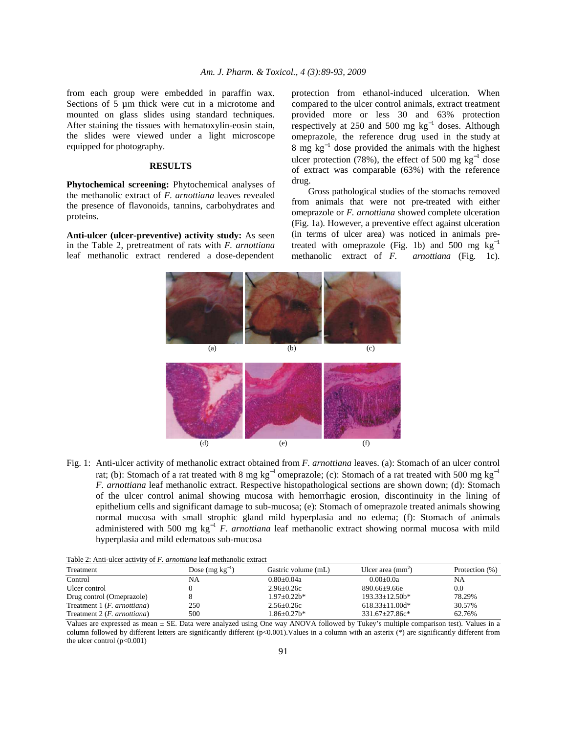from each group were embedded in paraffin wax. Sections of 5 µm thick were cut in a microtome and mounted on glass slides using standard techniques. After staining the tissues with hematoxylin-eosin stain, the slides were viewed under a light microscope equipped for photography.

## RESULTS

**Phytochemical screening:** Phytochemical analyses of the methanolic extract of *F. arnottiana* leaves revealed the presence of flavonoids, tannins, carbohydrates and proteins.

**Anti-ulcer (ulcer-preventive) activity study:** As seen in the Table 2, pretreatment of rats with *F. arnottiana* leaf methanolic extract rendered a dose-dependent protection from ethanol-induced ulceration. When compared to the ulcer control animals, extract treatment provided more or less 30 and 63% protection respectively at 250 and 500 mg $kg^{-1}$ doses. Although omeprazole, the reference drug used in the study at 8 mg $kg^{-1}$ dose provided the animals with the highest ulcer protection (78%), the effect of 500 mg $kg^{-1}$ dose of extract was comparable (63%) with the reference drug.

Gross pathological studies of the stomachs removed from animals that were not pre-treated with either omeprazole or *F. arnottiana* showed complete ulceration (Fig. 1a). However, a preventive effect against ulceration (in terms of ulcer area) was noticed in animals pre-treated with omeprazole (Fig. 1b) and 500 mg $kg^{-1}$ methanolic extract of *F. arnottiana* (Fig. 1c).

(a) (b) (c)

(d) (e) (f)

Fig. 1: Anti-ulcer activity of methanolic extract obtained from *F. arnottiana* leaves. (a): Stomach of an ulcer control rat; (b): Stomach of a rat treated with 8 mg $kg^{-1}$ omeprazole; (c): Stomach of a rat treated with 500 mg $kg^{-1}$ *F. arnottiana* leaf methanolic extract. Respective histopathological sections are shown down; (d): Stomach of the ulcer control animal showing mucosa with hemorrhagic erosion, discontinuity in the lining of epithelium cells and significant damage to sub-mucosa; (e): Stomach of omeprazole treated animals showing normal mucosa with small strophic gland mild hyperplasia and no edema; (f): Stomach of animals administered with 500 mg $kg^{-1}$ *F. arnottiana* leaf methanolic extract showing normal mucosa with mild hyperplasia and mild edematous sub-mucosa

Table 2: Anti-ulcer activity of *F. arnottiana* leaf methanolic extract

| Treatment | Dose (mg $kg^{-1}$) | Gastric volume (mL) | Ulcer area ($mm^2$) | Protection (%) |
|---|---|---|---|---|
| Control | NA | 0.80±0.04a | 0.00±0.0a | NA |
| Ulcer control | 0 | 2.96±0.26c | 890.66±9.66e | 0.0 |
| Drug control (Omeprazole) | 8 | 1.97±0.22b* | 193.33±12.50b* | 78.29% |
| Treatment 1 (*F. arnottiana*) | 250 | 2.56±0.26c | 618.33±11.00d* | 30.57% |
| Treatment 2 (*F. arnottiana*) | 500 | 1.86±0.27b* | 331.67±27.86c* | 62.76% |

Values are expressed as mean ± SE. Data were analyzed using One way ANOVA followed by Tukey's multiple comparison test). Values in a column followed by different letters are significantly different (p<0.001).Values in a column with an asterix (*) are significantly different from the ulcer control (p<0.001)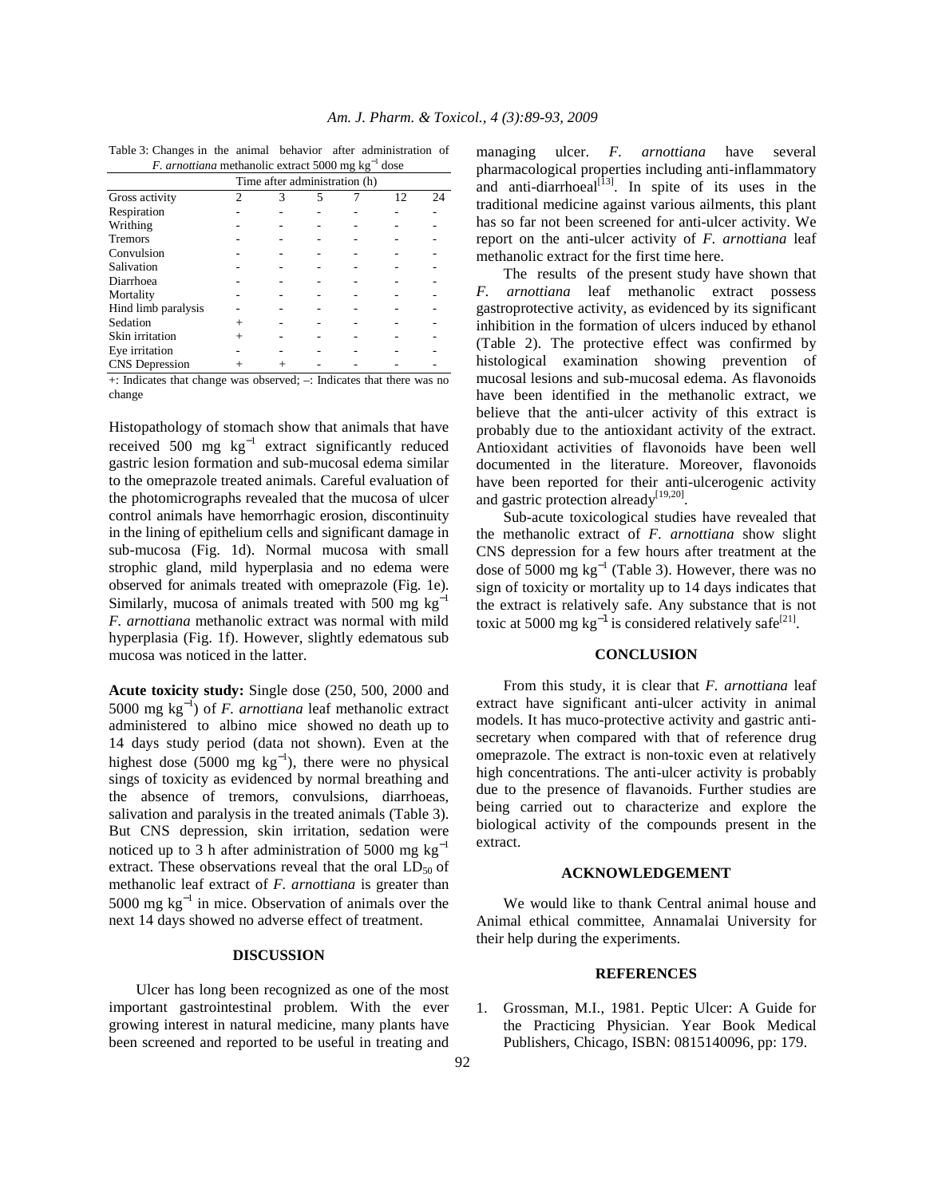Table 3: Changes in the animal behavior after administration of *F. arnottiana* methanolic extract 5000 mg $kg^{-1}$ dose

| | Time after administration (h) | | | | | |
|---|---|---|---|---|---|---|
| Gross activity | 2 | 3 | 5 | 7 | 12 | 24 |
| Respiration | - | - | - | - | - | - |
| Writhing | - | - | - | - | - | - |
| Tremors | - | - | - | - | - | - |
| Convulsion | - | - | - | - | - | - |
| Salivation | - | - | - | - | - | - |
| Diarrhoea | - | - | - | - | - | - |
| Mortality | - | - | - | - | - | - |
| Hind limb paralysis | - | - | - | - | - | - |
| Sedation | + | - | - | - | - | - |
| Skin irritation | + | - | - | - | - | - |
| Eye irritation | - | - | - | - | - | - |
| CNS Depression | + | + | - | - | - | - |

+: Indicates that change was observed; –: Indicates that there was no change

Histopathology of stomach show that animals that have received 500 mg $kg^{-1}$ extract significantly reduced gastric lesion formation and sub-mucosal edema similar to the omeprazole treated animals. Careful evaluation of the photomicrographs revealed that the mucosa of ulcer control animals have hemorrhagic erosion, discontinuity in the lining of epithelium cells and significant damage in sub-mucosa (Fig. 1d). Normal mucosa with small strophic gland, mild hyperplasia and no edema were observed for animals treated with omeprazole (Fig. 1e). Similarly, mucosa of animals treated with 500 mg $kg^{-1}$ *F. arnottiana* methanolic extract was normal with mild hyperplasia (Fig. 1f). However, slightly edematous sub mucosa was noticed in the latter.

**Acute toxicity study:** Single dose (250, 500, 2000 and 5000 mg $kg^{-1}$) of *F. arnottiana* leaf methanolic extract administered to albino mice showed no death up to 14 days study period (data not shown). Even at the highest dose (5000 mg $kg^{-1}$), there were no physical sings of toxicity as evidenced by normal breathing and the absence of tremors, convulsions, diarrhoeas, salivation and paralysis in the treated animals (Table 3). But CNS depression, skin irritation, sedation were noticed up to 3 h after administration of 5000 mg $kg^{-1}$ extract. These observations reveal that the oral $LD_{50}$ of methanolic leaf extract of *F. arnottiana* is greater than 5000 mg $kg^{-1}$ in mice. Observation of animals over the next 14 days showed no adverse effect of treatment.

## DISCUSSION

Ulcer has long been recognized as one of the most important gastrointestinal problem. With the ever growing interest in natural medicine, many plants have been screened and reported to be useful in treating and managing ulcer. *F. arnottiana* have several pharmacological properties including anti-inflammatory and anti-diarrhoeal[13]. In spite of its uses in the traditional medicine against various ailments, this plant has so far not been screened for anti-ulcer activity. We report on the anti-ulcer activity of *F. arnottiana* leaf methanolic extract for the first time here.

The results of the present study have shown that *F. arnottiana* leaf methanolic extract possess gastroprotective activity, as evidenced by its significant inhibition in the formation of ulcers induced by ethanol (Table 2). The protective effect was confirmed by histological examination showing prevention of mucosal lesions and sub-mucosal edema. As flavonoids have been identified in the methanolic extract, we believe that the anti-ulcer activity of this extract is probably due to the antioxidant activity of the extract. Antioxidant activities of flavonoids have been well documented in the literature. Moreover, flavonoids have been reported for their anti-ulcerogenic activity and gastric protection already[19,20].

Sub-acute toxicological studies have revealed that the methanolic extract of *F. arnottiana* show slight CNS depression for a few hours after treatment at the dose of 5000 mg $kg^{-1}$ (Table 3). However, there was no sign of toxicity or mortality up to 14 days indicates that the extract is relatively safe. Any substance that is not toxic at 5000 mg $kg^{-1}$ is considered relatively safe[21].

## CONCLUSION

From this study, it is clear that *F. arnottiana* leaf extract have significant anti-ulcer activity in animal models. It has muco-protective activity and gastric anti-secretary when compared with that of reference drug omeprazole. The extract is non-toxic even at relatively high concentrations. The anti-ulcer activity is probably due to the presence of flavanoids. Further studies are being carried out to characterize and explore the biological activity of the compounds present in the extract.

## ACKNOWLEDGEMENT

We would like to thank Central animal house and Animal ethical committee, Annamalai University for their help during the experiments.

## REFERENCES

1. Grossman, M.I., 1981. Peptic Ulcer: A Guide for the Practicing Physician. Year Book Medical Publishers, Chicago, ISBN: 0815140096, pp: 179.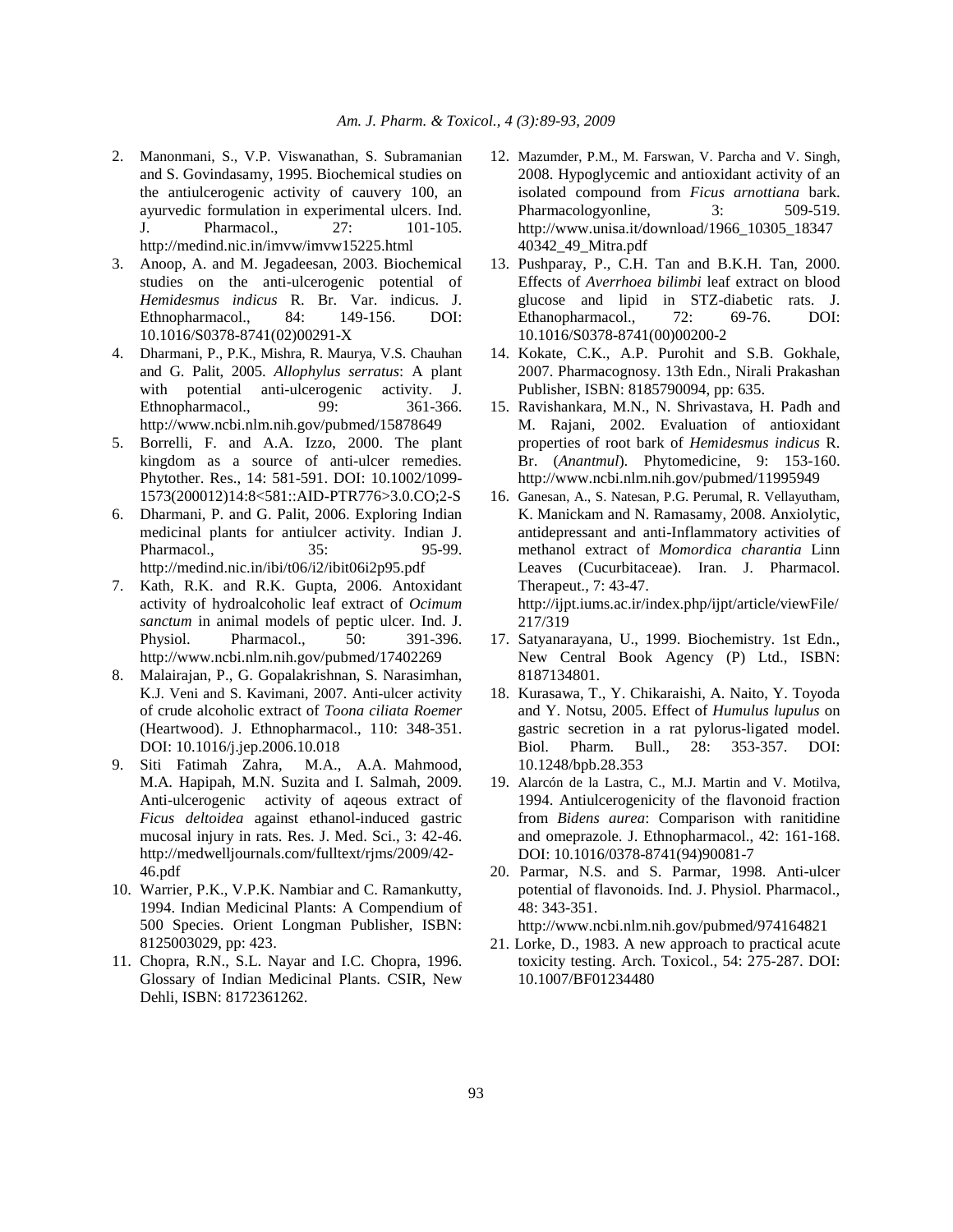2. Manonmani, S., V.P. Viswanathan, S. Subramanian and S. Govindasamy, 1995. Biochemical studies on the antiulcerogenic activity of cauvery 100, an ayurvedic formulation in experimental ulcers. Ind. J. Pharmacol., 27: 101-105. http://medind.nic.in/imvw/imvw15225.html
3. Anoop, A. and M. Jegadeesan, 2003. Biochemical studies on the anti-ulcerogenic potential of *Hemidesmus indicus* R. Br. Var. indicus. J. Ethnopharmacol., 84: 149-156. DOI: 10.1016/S0378-8741(02)00291-X
4. Dharmani, P., P.K., Mishra, R. Maurya, V.S. Chauhan and G. Palit, 2005. *Allophylus serratus*: A plant with potential anti-ulcerogenic activity. J. Ethnopharmacol., 99: 361-366. http://www.ncbi.nlm.nih.gov/pubmed/15878649
5. Borrelli, F. and A.A. Izzo, 2000. The plant kingdom as a source of anti-ulcer remedies. Phytother. Res., 14: 581-591. DOI: 10.1002/1099-1573(200012)14:8<581::AID-PTR776>3.0.CO;2-S
6. Dharmani, P. and G. Palit, 2006. Exploring Indian medicinal plants for antiulcer activity. Indian J. Pharmacol., 35: 95-99. http://medind.nic.in/ibi/t06/i2/ibit06i2p95.pdf
7. Kath, R.K. and R.K. Gupta, 2006. Antoxidant activity of hydroalcoholic leaf extract of *Ocimum sanctum* in animal models of peptic ulcer. Ind. J. Physiol. Pharmacol., 50: 391-396. http://www.ncbi.nlm.nih.gov/pubmed/17402269
8. Malairajan, P., G. Gopalakrishnan, S. Narasimhan, K.J. Veni and S. Kavimani, 2007. Anti-ulcer activity of crude alcoholic extract of *Toona ciliata Roemer* (Heartwood). J. Ethnopharmacol., 110: 348-351. DOI: 10.1016/j.jep.2006.10.018
9. Siti Fatimah Zahra, M.A., A.A. Mahmood, M.A. Hapipah, M.N. Suzita and I. Salmah, 2009. Anti-ulcerogenic activity of aqeous extract of *Ficus deltoidea* against ethanol-induced gastric mucosal injury in rats. Res. J. Med. Sci., 3: 42-46. http://medwelljournals.com/fulltext/rjms/2009/42-46.pdf
10. Warrier, P.K., V.P.K. Nambiar and C. Ramankutty, 1994. Indian Medicinal Plants: A Compendium of 500 Species. Orient Longman Publisher, ISBN: 8125003029, pp: 423.
11. Chopra, R.N., S.L. Nayar and I.C. Chopra, 1996. Glossary of Indian Medicinal Plants. CSIR, New Dehli, ISBN: 8172361262.
12. Mazumder, P.M., M. Farswan, V. Parcha and V. Singh, 2008. Hypoglycemic and antioxidant activity of an isolated compound from *Ficus arnottiana* bark. Pharmacologyonline, 3: 509-519. http://www.unisa.it/download/1966_10305_1834740342_49_Mitra.pdf
13. Pushparay, P., C.H. Tan and B.K.H. Tan, 2000. Effects of *Averrhoea bilimbi* leaf extract on blood glucose and lipid in STZ-diabetic rats. J. Ethanopharmacol., 72: 69-76. DOI: 10.1016/S0378-8741(00)00200-2
14. Kokate, C.K., A.P. Purohit and S.B. Gokhale, 2007. Pharmacognosy. 13th Edn., Nirali Prakashan Publisher, ISBN: 8185790094, pp: 635.
15. Ravishankara, M.N., N. Shrivastava, H. Padh and M. Rajani, 2002. Evaluation of antioxidant properties of root bark of *Hemidesmus indicus* R. Br. (*Anantmul*). Phytomedicine, 9: 153-160. http://www.ncbi.nlm.nih.gov/pubmed/11995949
16. Ganesan, A., S. Natesan, P.G. Perumal, R. Vellayutham, K. Manickam and N. Ramasamy, 2008. Anxiolytic, antidepressant and anti-Inflammatory activities of methanol extract of *Momordica charantia* Linn Leaves (Cucurbitaceae). Iran. J. Pharmacol. Therapeut., 7: 43-47. http://ijpt.iums.ac.ir/index.php/ijpt/article/viewFile/217/319
17. Satyanarayana, U., 1999. Biochemistry. 1st Edn., New Central Book Agency (P) Ltd., ISBN: 8187134801.
18. Kurasawa, T., Y. Chikaraishi, A. Naito, Y. Toyoda and Y. Notsu, 2005. Effect of *Humulus lupulus* on gastric secretion in a rat pylorus-ligated model. Biol. Pharm. Bull., 28: 353-357. DOI: 10.1248/bpb.28.353
19. Alarcón de la Lastra, C., M.J. Martin and V. Motilva, 1994. Antiulcerogenicity of the flavonoid fraction from *Bidens aurea*: Comparison with ranitidine and omeprazole. J. Ethnopharmacol., 42: 161-168. DOI: 10.1016/0378-8741(94)90081-7
20. Parmar, N.S. and S. Parmar, 1998. Anti-ulcer potential of flavonoids. Ind. J. Physiol. Pharmacol., 48: 343-351. http://www.ncbi.nlm.nih.gov/pubmed/974164821
21. Lorke, D., 1983. A new approach to practical acute toxicity testing. Arch. Toxicol., 54: 275-287. DOI: 10.1007/BF01234480